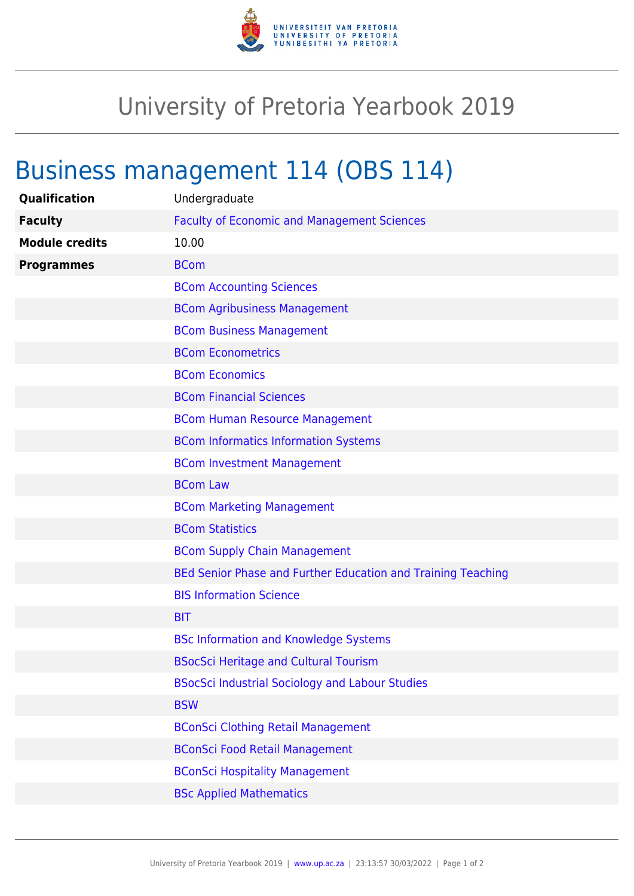# University of Pretoria Yearbook 2019

## Business management 114 (OBS 114)

| | |
|---|---|
| **Qualification** | Undergraduate |
| **Faculty** | Faculty of Economic and Management Sciences |
| **Module credits** | 10.00 |
| **Programmes** | BCom |
| | BCom Accounting Sciences |
| | BCom Agribusiness Management |
| | BCom Business Management |
| | BCom Econometrics |
| | BCom Economics |
| | BCom Financial Sciences |
| | BCom Human Resource Management |
| | BCom Informatics Information Systems |
| | BCom Investment Management |
| | BCom Law |
| | BCom Marketing Management |
| | BCom Statistics |
| | BCom Supply Chain Management |
| | BEd Senior Phase and Further Education and Training Teaching |
| | BIS Information Science |
| | BIT |
| | BSc Information and Knowledge Systems |
| | BSocSci Heritage and Cultural Tourism |
| | BSocSci Industrial Sociology and Labour Studies |
| | BSW |
| | BConSci Clothing Retail Management |
| | BConSci Food Retail Management |
| | BConSci Hospitality Management |
| | BSc Applied Mathematics |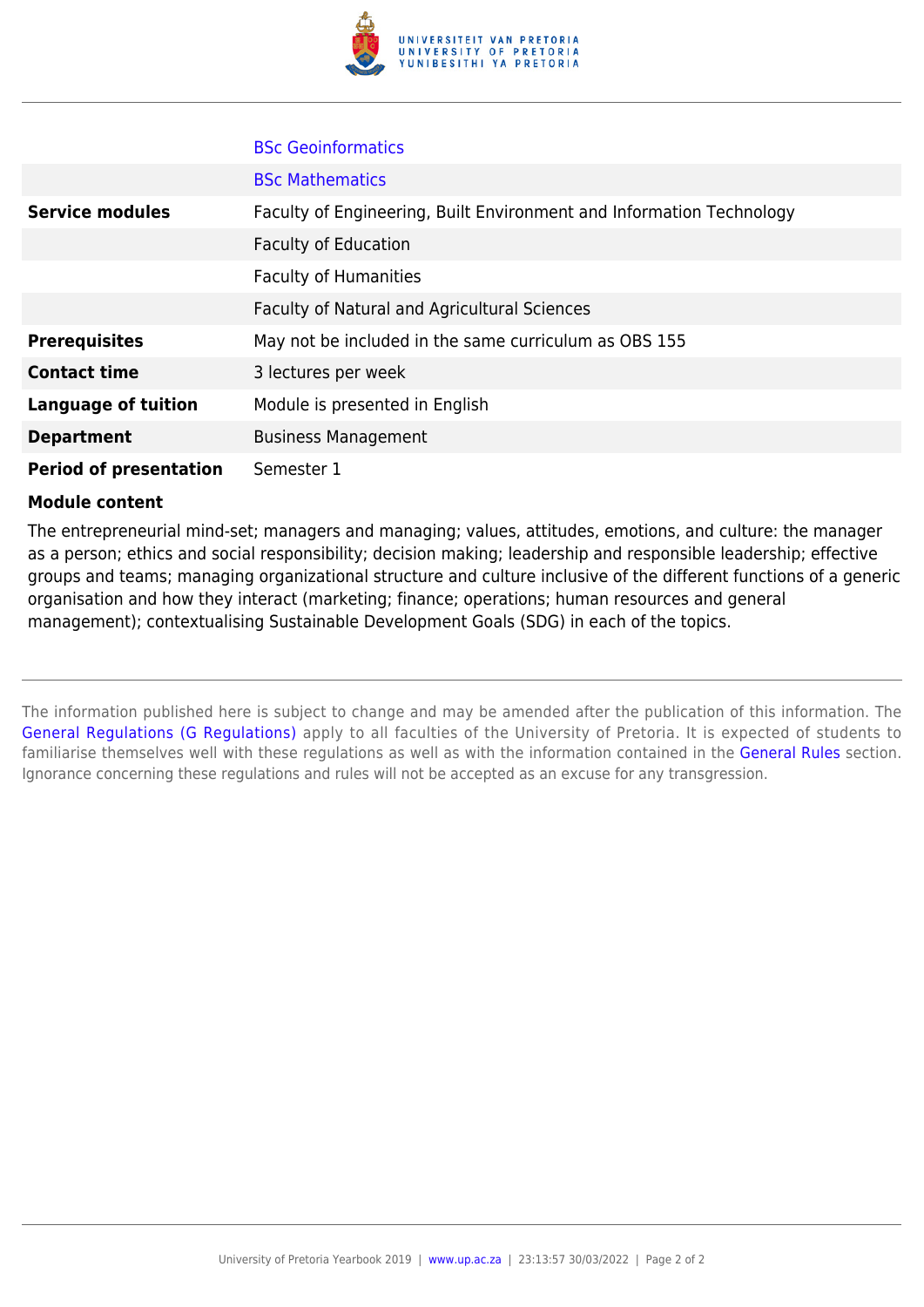| | |
|---|---|
| | BSc Geoinformatics |
| | BSc Mathematics |
| **Service modules** | Faculty of Engineering, Built Environment and Information Technology |
| | Faculty of Education |
| | Faculty of Humanities |
| | Faculty of Natural and Agricultural Sciences |
| **Prerequisites** | May not be included in the same curriculum as OBS 155 |
| **Contact time** | 3 lectures per week |
| **Language of tuition** | Module is presented in English |
| **Department** | Business Management |
| **Period of presentation** | Semester 1 |

**Module content**

The entrepreneurial mind-set; managers and managing; values, attitudes, emotions, and culture: the manager as a person; ethics and social responsibility; decision making; leadership and responsible leadership; effective groups and teams; managing organizational structure and culture inclusive of the different functions of a generic organisation and how they interact (marketing; finance; operations; human resources and general management); contextualising Sustainable Development Goals (SDG) in each of the topics.

---

The information published here is subject to change and may be amended after the publication of this information. The General Regulations (G Regulations) apply to all faculties of the University of Pretoria. It is expected of students to familiarise themselves well with these regulations as well as with the information contained in the General Rules section. Ignorance concerning these regulations and rules will not be accepted as an excuse for any transgression.